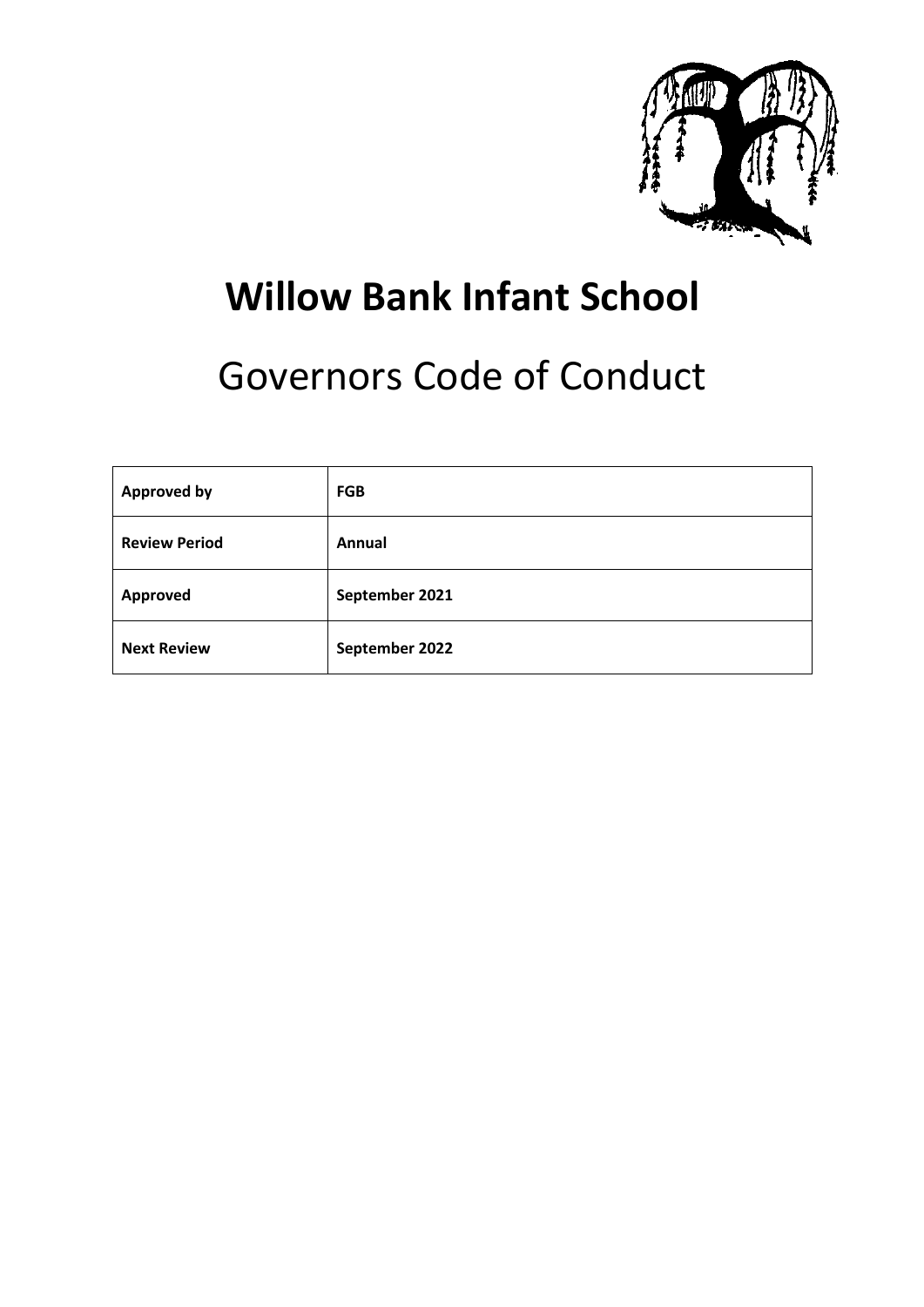# Willow Bank Infant School

## Governors Code of Conduct

| **Approved by** | **FGB** |
|---|---|
| **Review Period** | **Annual** |
| **Approved** | **September 2021** |
| **Next Review** | **September 2022** |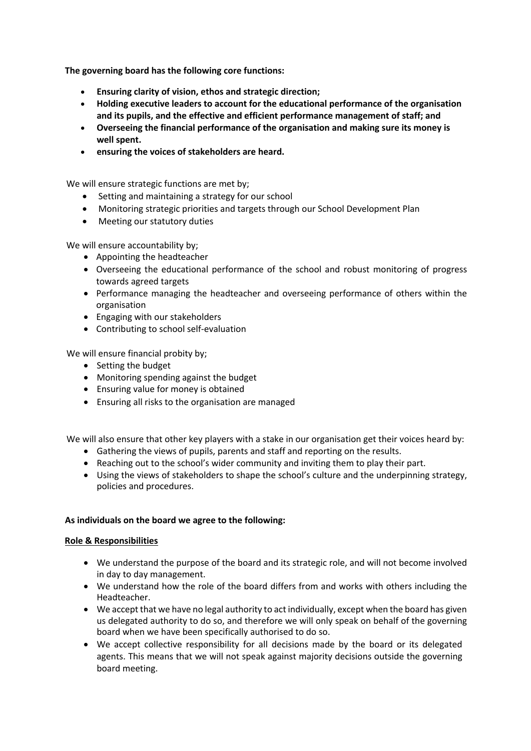**The governing board has the following core functions:**

- **Ensuring clarity of vision, ethos and strategic direction;**
- **Holding executive leaders to account for the educational performance of the organisation and its pupils, and the effective and efficient performance management of staff; and**
- **Overseeing the financial performance of the organisation and making sure its money is well spent.**
- **ensuring the voices of stakeholders are heard.**

We will ensure strategic functions are met by;

- Setting and maintaining a strategy for our school
- Monitoring strategic priorities and targets through our School Development Plan
- Meeting our statutory duties

We will ensure accountability by;

- Appointing the headteacher
- Overseeing the educational performance of the school and robust monitoring of progress towards agreed targets
- Performance managing the headteacher and overseeing performance of others within the organisation
- Engaging with our stakeholders
- Contributing to school self-evaluation

We will ensure financial probity by;

- Setting the budget
- Monitoring spending against the budget
- Ensuring value for money is obtained
- Ensuring all risks to the organisation are managed

We will also ensure that other key players with a stake in our organisation get their voices heard by:

- Gathering the views of pupils, parents and staff and reporting on the results.
- Reaching out to the school's wider community and inviting them to play their part.
- Using the views of stakeholders to shape the school's culture and the underpinning strategy, policies and procedures.

**As individuals on the board we agree to the following:**

**Role & Responsibilities**

- We understand the purpose of the board and its strategic role, and will not become involved in day to day management.
- We understand how the role of the board differs from and works with others including the Headteacher.
- We accept that we have no legal authority to act individually, except when the board has given us delegated authority to do so, and therefore we will only speak on behalf of the governing board when we have been specifically authorised to do so.
- We accept collective responsibility for all decisions made by the board or its delegated agents. This means that we will not speak against majority decisions outside the governing board meeting.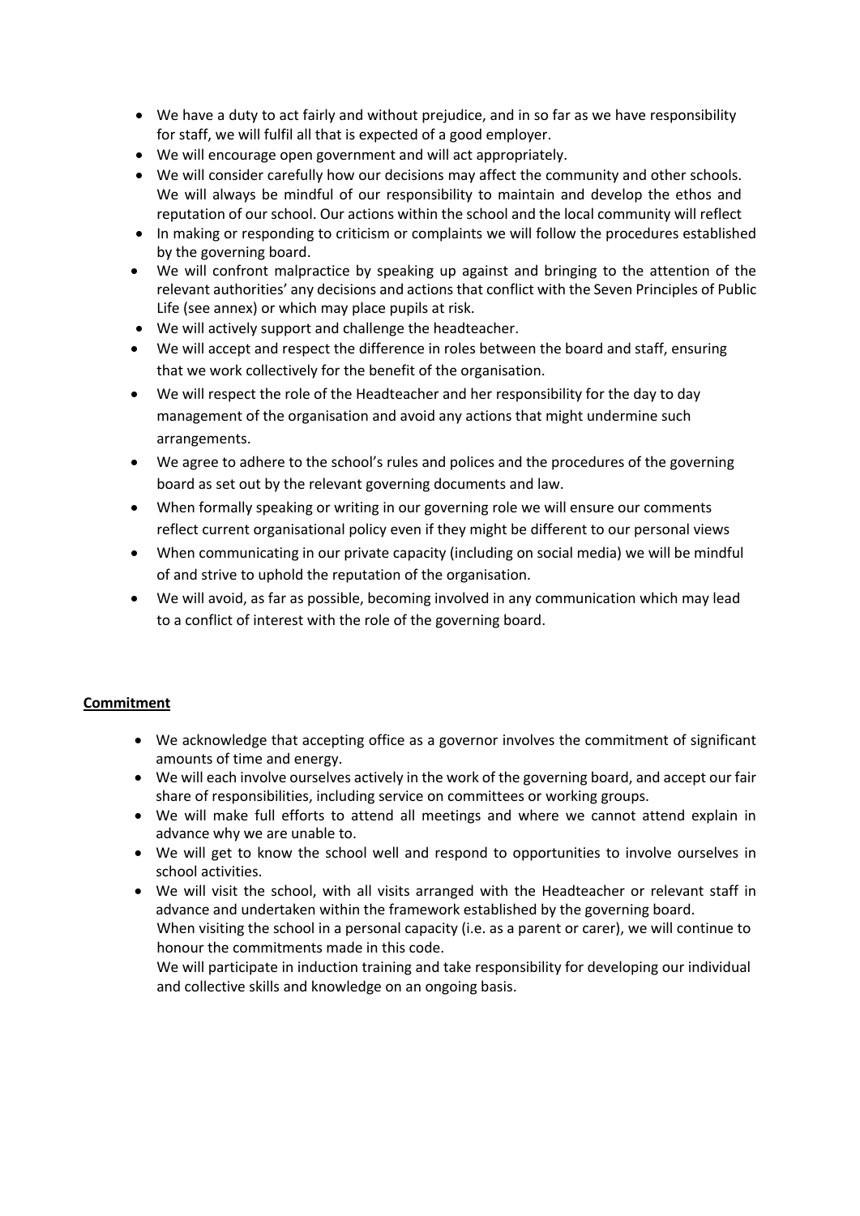- We have a duty to act fairly and without prejudice, and in so far as we have responsibility for staff, we will fulfil all that is expected of a good employer.
- We will encourage open government and will act appropriately.
- We will consider carefully how our decisions may affect the community and other schools. We will always be mindful of our responsibility to maintain and develop the ethos and reputation of our school. Our actions within the school and the local community will reflect
- In making or responding to criticism or complaints we will follow the procedures established by the governing board.
- We will confront malpractice by speaking up against and bringing to the attention of the relevant authorities' any decisions and actions that conflict with the Seven Principles of Public Life (see annex) or which may place pupils at risk.
- We will actively support and challenge the headteacher.
- We will accept and respect the difference in roles between the board and staff, ensuring that we work collectively for the benefit of the organisation.
- We will respect the role of the Headteacher and her responsibility for the day to day management of the organisation and avoid any actions that might undermine such arrangements.
- We agree to adhere to the school's rules and polices and the procedures of the governing board as set out by the relevant governing documents and law.
- When formally speaking or writing in our governing role we will ensure our comments reflect current organisational policy even if they might be different to our personal views
- When communicating in our private capacity (including on social media) we will be mindful of and strive to uphold the reputation of the organisation.
- We will avoid, as far as possible, becoming involved in any communication which may lead to a conflict of interest with the role of the governing board.

**Commitment**

- We acknowledge that accepting office as a governor involves the commitment of significant amounts of time and energy.
- We will each involve ourselves actively in the work of the governing board, and accept our fair share of responsibilities, including service on committees or working groups.
- We will make full efforts to attend all meetings and where we cannot attend explain in advance why we are unable to.
- We will get to know the school well and respond to opportunities to involve ourselves in school activities.
- We will visit the school, with all visits arranged with the Headteacher or relevant staff in advance and undertaken within the framework established by the governing board.
  When visiting the school in a personal capacity (i.e. as a parent or carer), we will continue to honour the commitments made in this code.
  We will participate in induction training and take responsibility for developing our individual and collective skills and knowledge on an ongoing basis.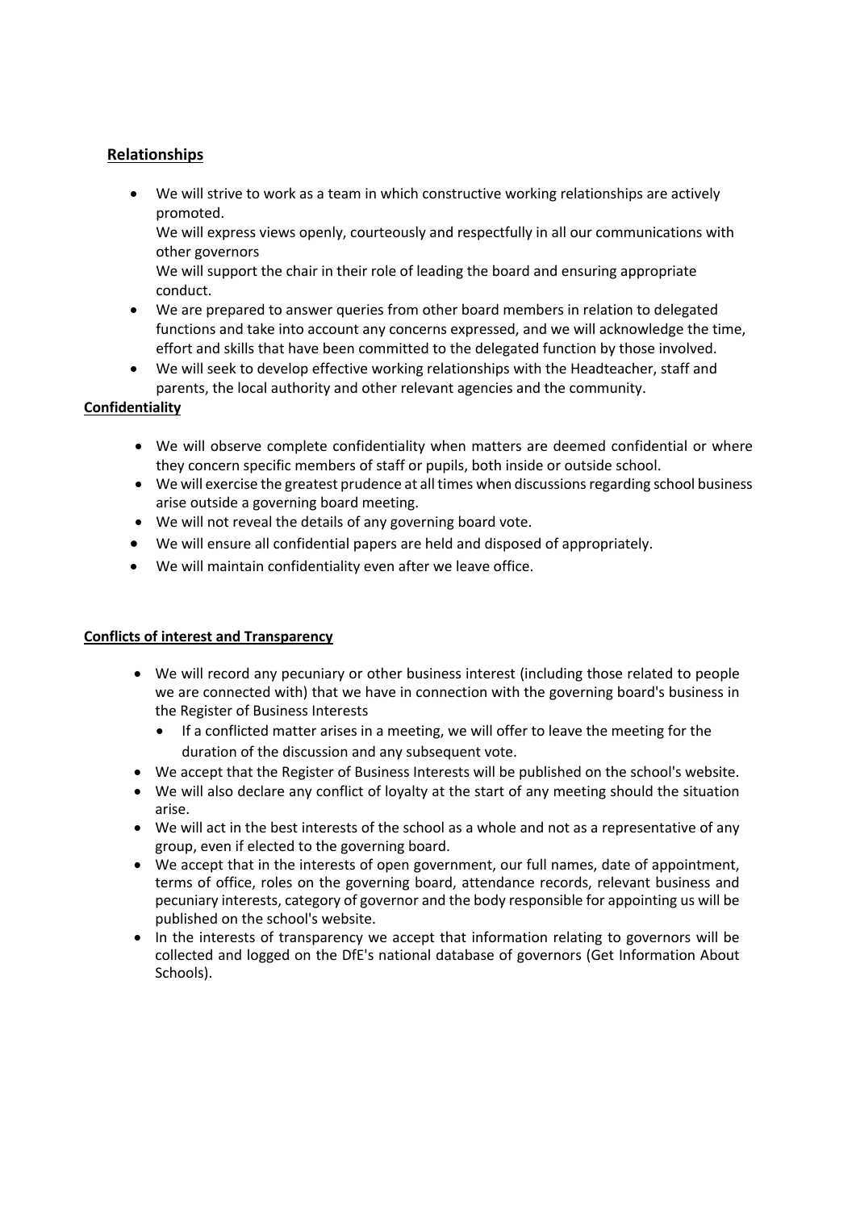## Relationships

- We will strive to work as a team in which constructive working relationships are actively promoted.
  We will express views openly, courteously and respectfully in all our communications with other governors
  We will support the chair in their role of leading the board and ensuring appropriate conduct.
- We are prepared to answer queries from other board members in relation to delegated functions and take into account any concerns expressed, and we will acknowledge the time, effort and skills that have been committed to the delegated function by those involved.
- We will seek to develop effective working relationships with the Headteacher, staff and parents, the local authority and other relevant agencies and the community.

## Confidentiality

- We will observe complete confidentiality when matters are deemed confidential or where they concern specific members of staff or pupils, both inside or outside school.
- We will exercise the greatest prudence at all times when discussions regarding school business arise outside a governing board meeting.
- We will not reveal the details of any governing board vote.
- We will ensure all confidential papers are held and disposed of appropriately.
- We will maintain confidentiality even after we leave office.

## Conflicts of interest and Transparency

- We will record any pecuniary or other business interest (including those related to people we are connected with) that we have in connection with the governing board's business in the Register of Business Interests
  - If a conflicted matter arises in a meeting, we will offer to leave the meeting for the duration of the discussion and any subsequent vote.
- We accept that the Register of Business Interests will be published on the school's website.
- We will also declare any conflict of loyalty at the start of any meeting should the situation arise.
- We will act in the best interests of the school as a whole and not as a representative of any group, even if elected to the governing board.
- We accept that in the interests of open government, our full names, date of appointment, terms of office, roles on the governing board, attendance records, relevant business and pecuniary interests, category of governor and the body responsible for appointing us will be published on the school's website.
- In the interests of transparency we accept that information relating to governors will be collected and logged on the DfE's national database of governors (Get Information About Schools).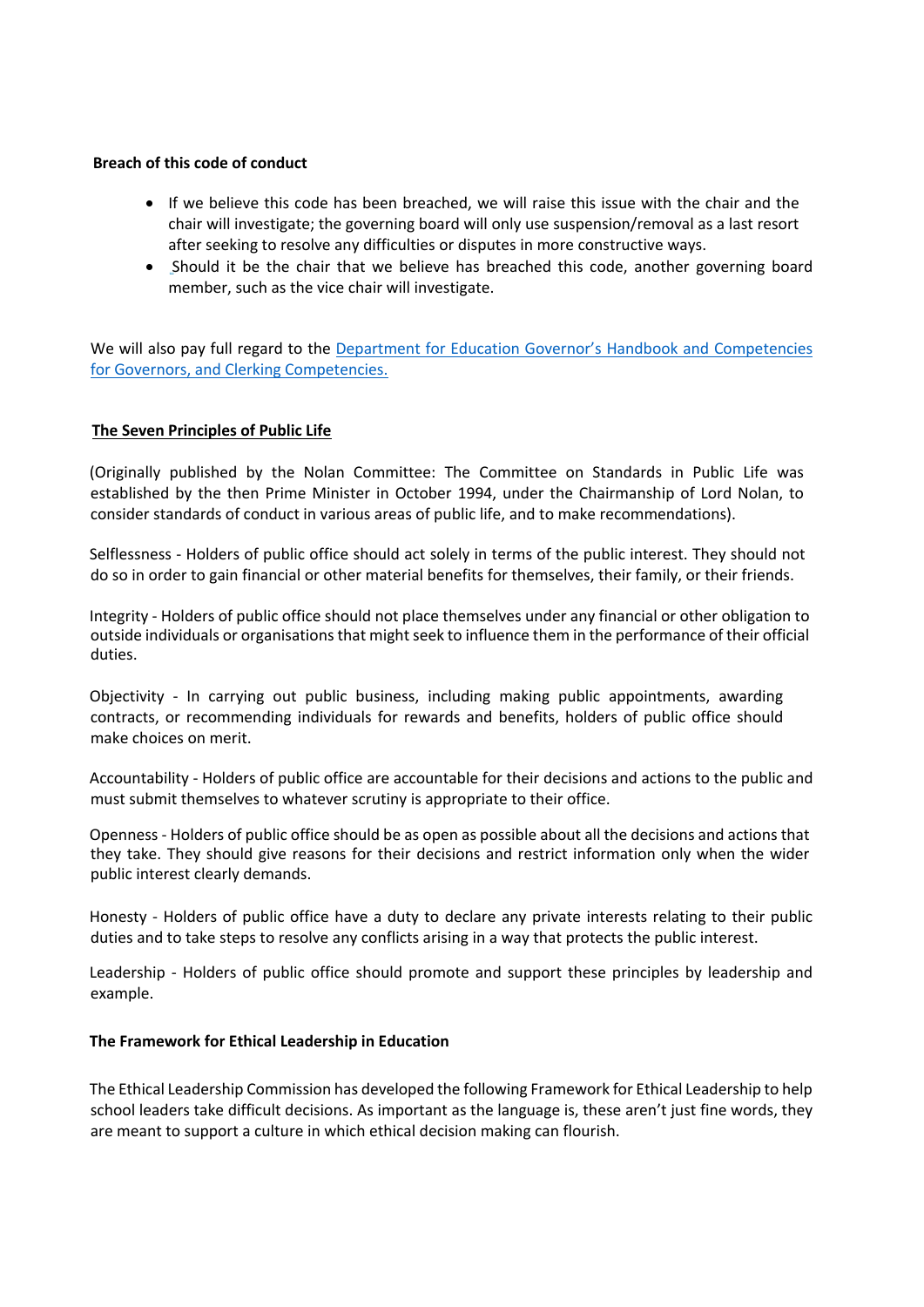**Breach of this code of conduct**

- If we believe this code has been breached, we will raise this issue with the chair and the chair will investigate; the governing board will only use suspension/removal as a last resort after seeking to resolve any difficulties or disputes in more constructive ways.
- Should it be the chair that we believe has breached this code, another governing board member, such as the vice chair will investigate.

We will also pay full regard to the [Department for Education Governor's Handbook and Competencies for Governors, and Clerking Competencies.]()

**The Seven Principles of Public Life**

(Originally published by the Nolan Committee: The Committee on Standards in Public Life was established by the then Prime Minister in October 1994, under the Chairmanship of Lord Nolan, to consider standards of conduct in various areas of public life, and to make recommendations).

Selflessness - Holders of public office should act solely in terms of the public interest. They should not do so in order to gain financial or other material benefits for themselves, their family, or their friends.

Integrity - Holders of public office should not place themselves under any financial or other obligation to outside individuals or organisations that might seek to influence them in the performance of their official duties.

Objectivity - In carrying out public business, including making public appointments, awarding contracts, or recommending individuals for rewards and benefits, holders of public office should make choices on merit.

Accountability - Holders of public office are accountable for their decisions and actions to the public and must submit themselves to whatever scrutiny is appropriate to their office.

Openness - Holders of public office should be as open as possible about all the decisions and actions that they take. They should give reasons for their decisions and restrict information only when the wider public interest clearly demands.

Honesty - Holders of public office have a duty to declare any private interests relating to their public duties and to take steps to resolve any conflicts arising in a way that protects the public interest.

Leadership - Holders of public office should promote and support these principles by leadership and example.

**The Framework for Ethical Leadership in Education**

The Ethical Leadership Commission has developed the following Framework for Ethical Leadership to help school leaders take difficult decisions. As important as the language is, these aren't just fine words, they are meant to support a culture in which ethical decision making can flourish.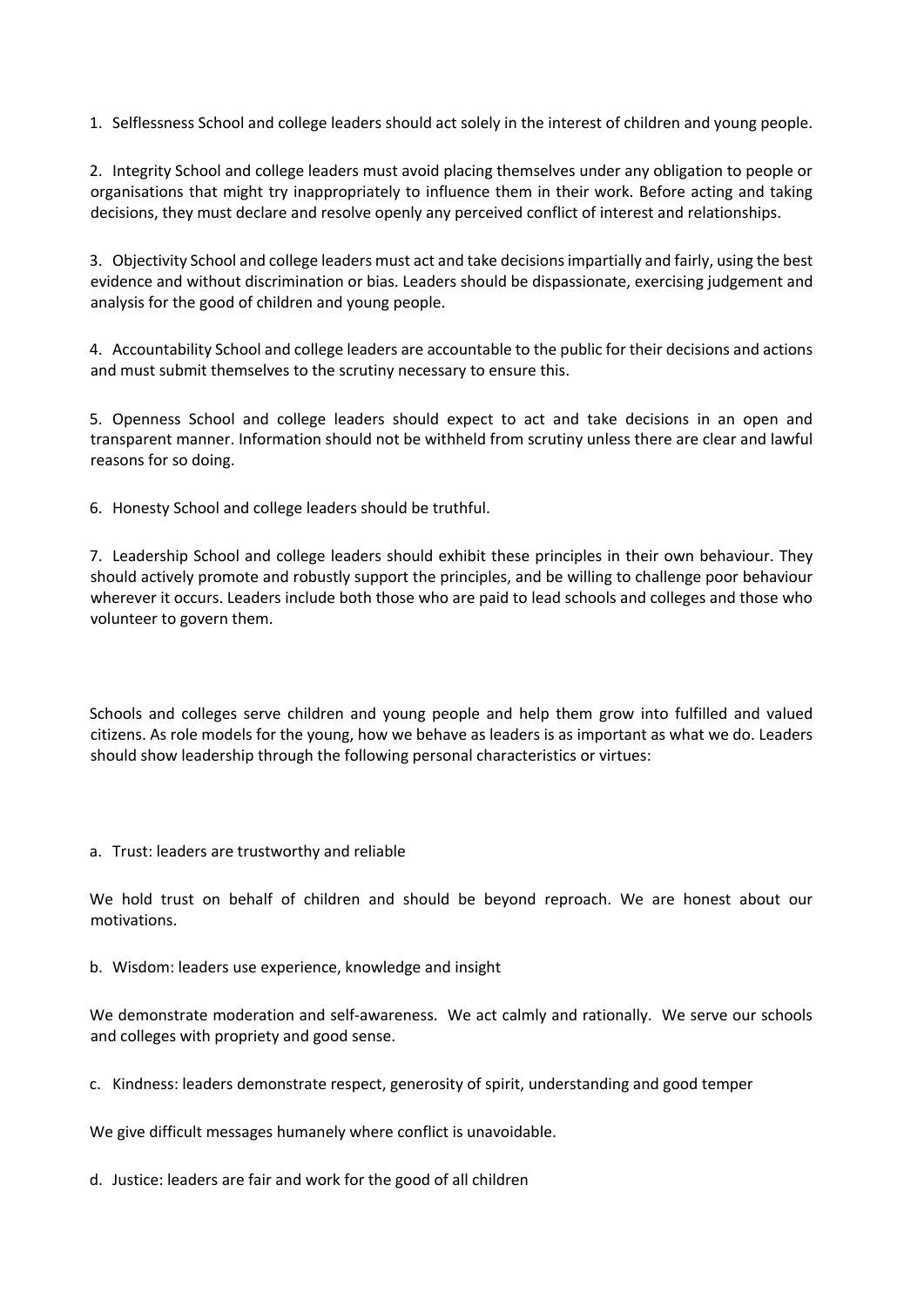1. Selflessness School and college leaders should act solely in the interest of children and young people.

2. Integrity School and college leaders must avoid placing themselves under any obligation to people or organisations that might try inappropriately to influence them in their work. Before acting and taking decisions, they must declare and resolve openly any perceived conflict of interest and relationships.

3. Objectivity School and college leaders must act and take decisions impartially and fairly, using the best evidence and without discrimination or bias. Leaders should be dispassionate, exercising judgement and analysis for the good of children and young people.

4. Accountability School and college leaders are accountable to the public for their decisions and actions and must submit themselves to the scrutiny necessary to ensure this.

5. Openness School and college leaders should expect to act and take decisions in an open and transparent manner. Information should not be withheld from scrutiny unless there are clear and lawful reasons for so doing.

6. Honesty School and college leaders should be truthful.

7. Leadership School and college leaders should exhibit these principles in their own behaviour. They should actively promote and robustly support the principles, and be willing to challenge poor behaviour wherever it occurs. Leaders include both those who are paid to lead schools and colleges and those who volunteer to govern them.

Schools and colleges serve children and young people and help them grow into fulfilled and valued citizens. As role models for the young, how we behave as leaders is as important as what we do. Leaders should show leadership through the following personal characteristics or virtues:

a. Trust: leaders are trustworthy and reliable

We hold trust on behalf of children and should be beyond reproach. We are honest about our motivations.

b. Wisdom: leaders use experience, knowledge and insight

We demonstrate moderation and self-awareness. We act calmly and rationally. We serve our schools and colleges with propriety and good sense.

c. Kindness: leaders demonstrate respect, generosity of spirit, understanding and good temper

We give difficult messages humanely where conflict is unavoidable.

d. Justice: leaders are fair and work for the good of all children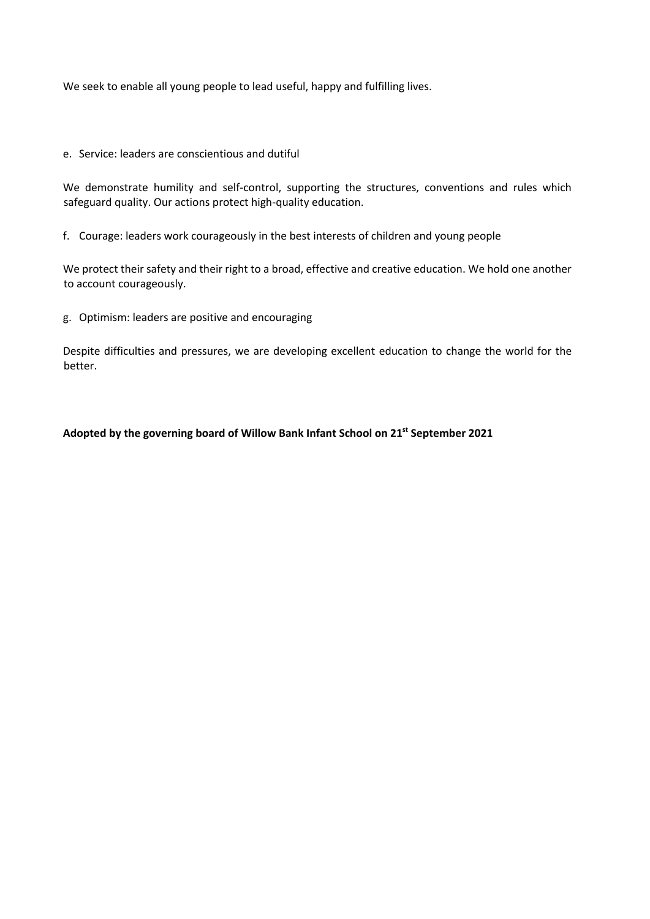We seek to enable all young people to lead useful, happy and fulfilling lives.

e. Service: leaders are conscientious and dutiful

We demonstrate humility and self-control, supporting the structures, conventions and rules which safeguard quality. Our actions protect high-quality education.

f. Courage: leaders work courageously in the best interests of children and young people

We protect their safety and their right to a broad, effective and creative education. We hold one another to account courageously.

g. Optimism: leaders are positive and encouraging

Despite difficulties and pressures, we are developing excellent education to change the world for the better.

**Adopted by the governing board of Willow Bank Infant School on 21st September 2021**